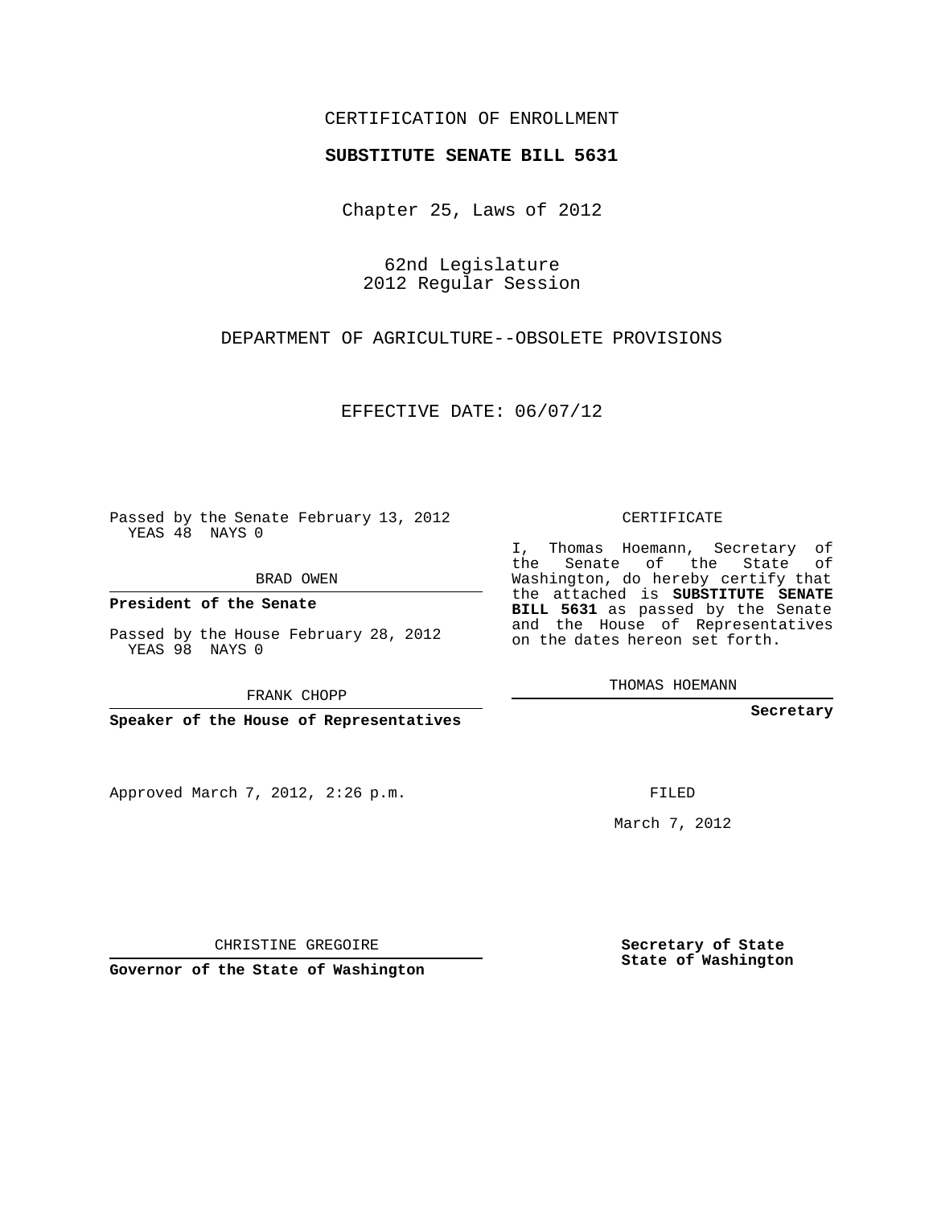CERTIFICATION OF ENROLLMENT

**SUBSTITUTE SENATE BILL 5631**

Chapter 25, Laws of 2012

62nd Legislature
2012 Regular Session

DEPARTMENT OF AGRICULTURE--OBSOLETE PROVISIONS

EFFECTIVE DATE: 06/07/12

Passed by the Senate February 13, 2012
YEAS 48 NAYS 0

BRAD OWEN

**President of the Senate**

Passed by the House February 28, 2012
YEAS 98 NAYS 0

FRANK CHOPP

**Speaker of the House of Representatives**

CERTIFICATE

I, Thomas Hoemann, Secretary of the Senate of the State of Washington, do hereby certify that the attached is **SUBSTITUTE SENATE BILL 5631** as passed by the Senate and the House of Representatives on the dates hereon set forth.

THOMAS HOEMANN

**Secretary**

Approved March 7, 2012, 2:26 p.m.

FILED

March 7, 2012

CHRISTINE GREGOIRE

**Governor of the State of Washington**

**Secretary of State**
**State of Washington**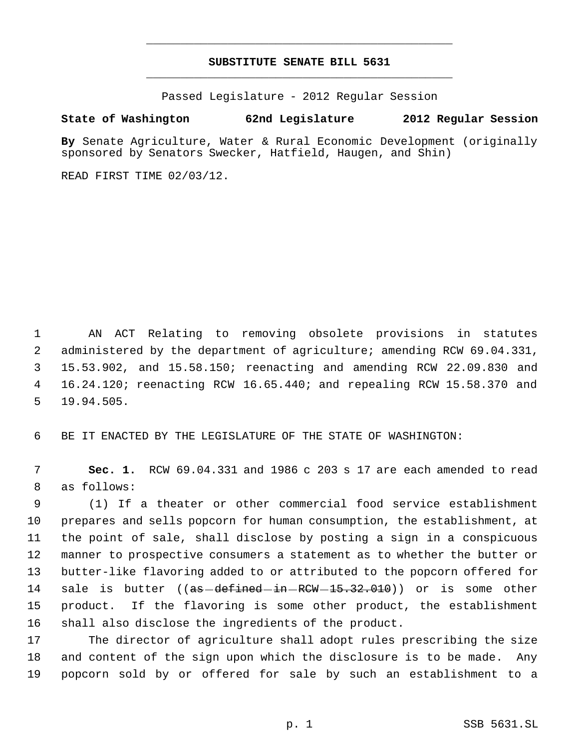# SUBSTITUTE SENATE BILL 5631

Passed Legislature - 2012 Regular Session

**State of Washington 62nd Legislature 2012 Regular Session**

**By** Senate Agriculture, Water & Rural Economic Development (originally sponsored by Senators Swecker, Hatfield, Haugen, and Shin)

READ FIRST TIME 02/03/12.

1 AN ACT Relating to removing obsolete provisions in statutes
2 administered by the department of agriculture; amending RCW 69.04.331,
3 15.53.902, and 15.58.150; reenacting and amending RCW 22.09.830 and
4 16.24.120; reenacting RCW 16.65.440; and repealing RCW 15.58.370 and
5 19.94.505.

6 BE IT ENACTED BY THE LEGISLATURE OF THE STATE OF WASHINGTON:

7 **Sec. 1.** RCW 69.04.331 and 1986 c 203 s 17 are each amended to read
8 as follows:

9 (1) If a theater or other commercial food service establishment
10 prepares and sells popcorn for human consumption, the establishment, at
11 the point of sale, shall disclose by posting a sign in a conspicuous
12 manner to prospective consumers a statement as to whether the butter or
13 butter-like flavoring added to or attributed to the popcorn offered for
14 sale is butter ((~~as defined in RCW 15.32.010~~)) or is some other
15 product. If the flavoring is some other product, the establishment
16 shall also disclose the ingredients of the product.

17 The director of agriculture shall adopt rules prescribing the size
18 and content of the sign upon which the disclosure is to be made. Any
19 popcorn sold by or offered for sale by such an establishment to a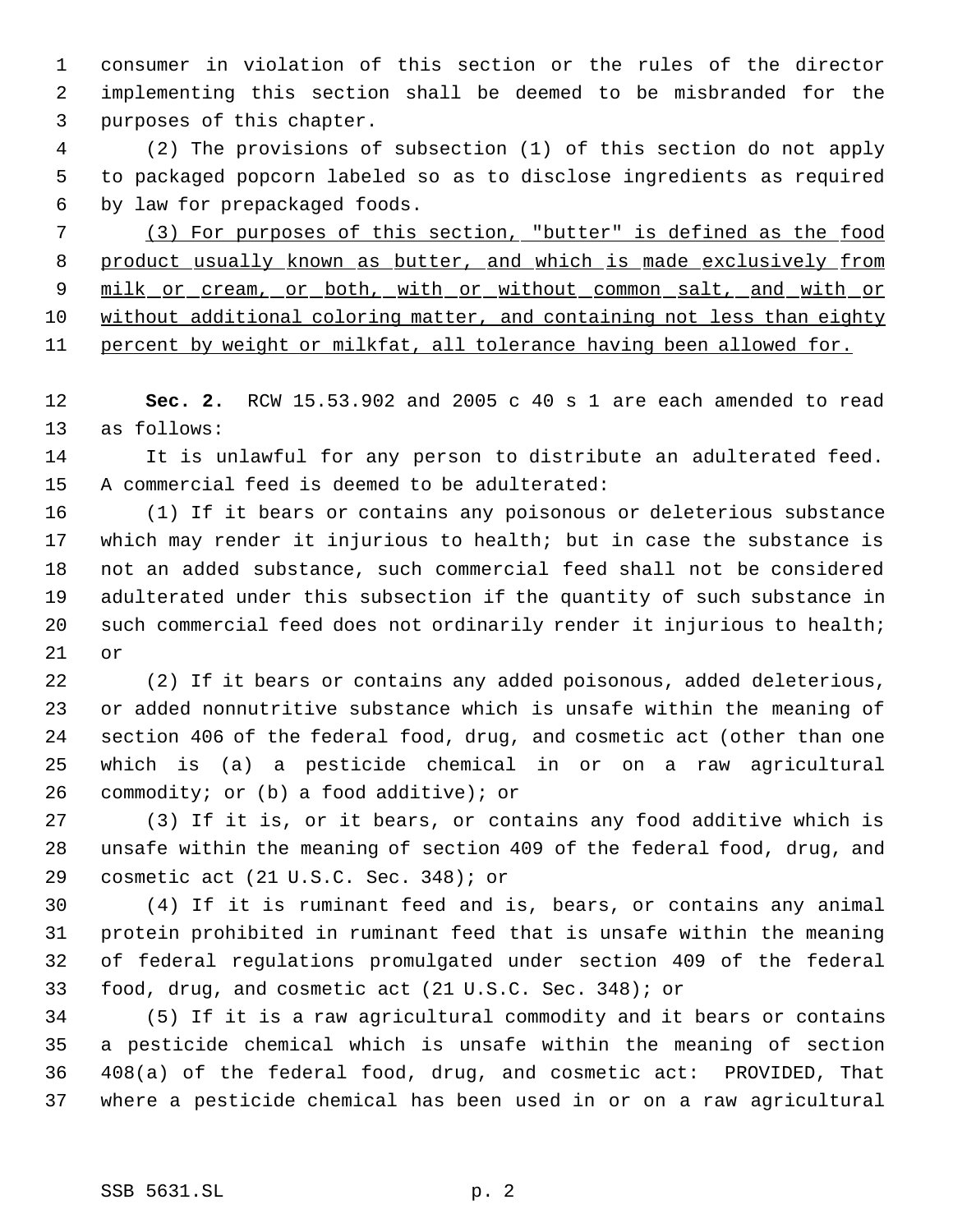consumer in violation of this section or the rules of the director implementing this section shall be deemed to be misbranded for the purposes of this chapter.

(2) The provisions of subsection (1) of this section do not apply to packaged popcorn labeled so as to disclose ingredients as required by law for prepackaged foods.

<u>(3) For purposes of this section, "butter" is defined as the food product usually known as butter, and which is made exclusively from milk or cream, or both, with or without common salt, and with or without additional coloring matter, and containing not less than eighty percent by weight or milkfat, all tolerance having been allowed for.</u>

**Sec. 2.** RCW 15.53.902 and 2005 c 40 s 1 are each amended to read as follows:

It is unlawful for any person to distribute an adulterated feed. A commercial feed is deemed to be adulterated:

(1) If it bears or contains any poisonous or deleterious substance which may render it injurious to health; but in case the substance is not an added substance, such commercial feed shall not be considered adulterated under this subsection if the quantity of such substance in such commercial feed does not ordinarily render it injurious to health; or

(2) If it bears or contains any added poisonous, added deleterious, or added nonnutritive substance which is unsafe within the meaning of section 406 of the federal food, drug, and cosmetic act (other than one which is (a) a pesticide chemical in or on a raw agricultural commodity; or (b) a food additive); or

(3) If it is, or it bears, or contains any food additive which is unsafe within the meaning of section 409 of the federal food, drug, and cosmetic act (21 U.S.C. Sec. 348); or

(4) If it is ruminant feed and is, bears, or contains any animal protein prohibited in ruminant feed that is unsafe within the meaning of federal regulations promulgated under section 409 of the federal food, drug, and cosmetic act (21 U.S.C. Sec. 348); or

(5) If it is a raw agricultural commodity and it bears or contains a pesticide chemical which is unsafe within the meaning of section 408(a) of the federal food, drug, and cosmetic act: PROVIDED, That where a pesticide chemical has been used in or on a raw agricultural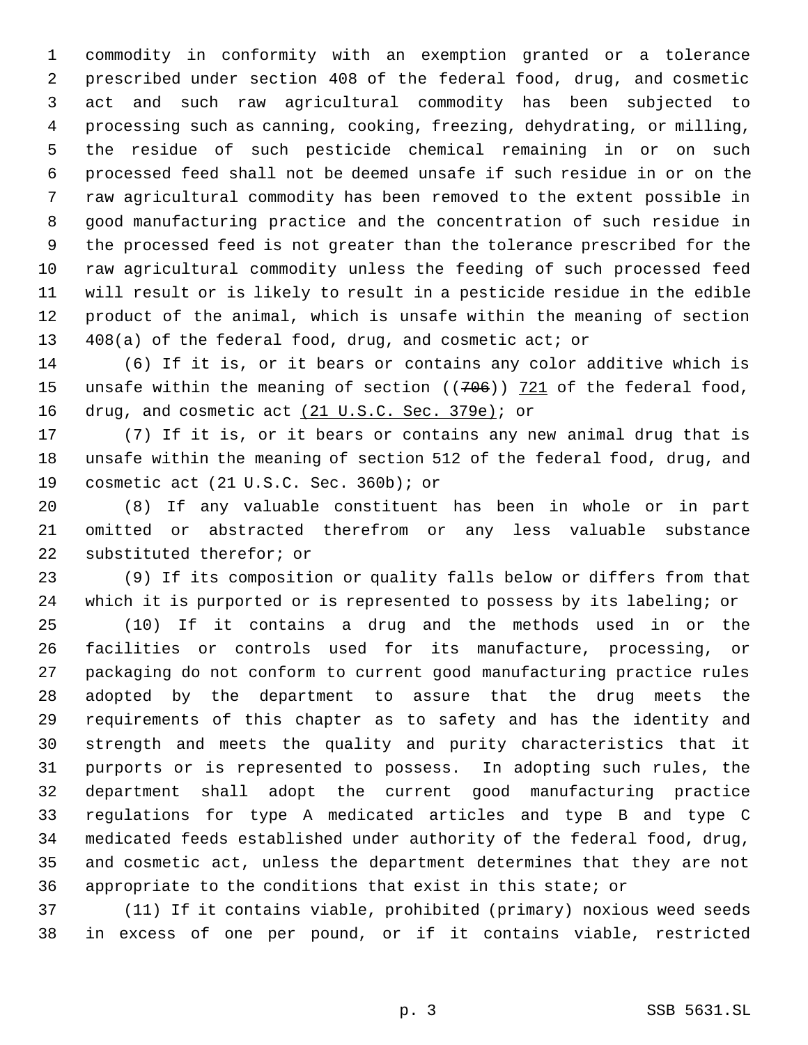commodity in conformity with an exemption granted or a tolerance prescribed under section 408 of the federal food, drug, and cosmetic act and such raw agricultural commodity has been subjected to processing such as canning, cooking, freezing, dehydrating, or milling, the residue of such pesticide chemical remaining in or on such processed feed shall not be deemed unsafe if such residue in or on the raw agricultural commodity has been removed to the extent possible in good manufacturing practice and the concentration of such residue in the processed feed is not greater than the tolerance prescribed for the raw agricultural commodity unless the feeding of such processed feed will result or is likely to result in a pesticide residue in the edible product of the animal, which is unsafe within the meaning of section 408(a) of the federal food, drug, and cosmetic act; or

(6) If it is, or it bears or contains any color additive which is unsafe within the meaning of section ((~~706~~)) <u>721</u> of the federal food, drug, and cosmetic act <u>(21 U.S.C. Sec. 379e)</u>; or

(7) If it is, or it bears or contains any new animal drug that is unsafe within the meaning of section 512 of the federal food, drug, and cosmetic act (21 U.S.C. Sec. 360b); or

(8) If any valuable constituent has been in whole or in part omitted or abstracted therefrom or any less valuable substance substituted therefor; or

(9) If its composition or quality falls below or differs from that which it is purported or is represented to possess by its labeling; or

(10) If it contains a drug and the methods used in or the facilities or controls used for its manufacture, processing, or packaging do not conform to current good manufacturing practice rules adopted by the department to assure that the drug meets the requirements of this chapter as to safety and has the identity and strength and meets the quality and purity characteristics that it purports or is represented to possess. In adopting such rules, the department shall adopt the current good manufacturing practice regulations for type A medicated articles and type B and type C medicated feeds established under authority of the federal food, drug, and cosmetic act, unless the department determines that they are not appropriate to the conditions that exist in this state; or

(11) If it contains viable, prohibited (primary) noxious weed seeds in excess of one per pound, or if it contains viable, restricted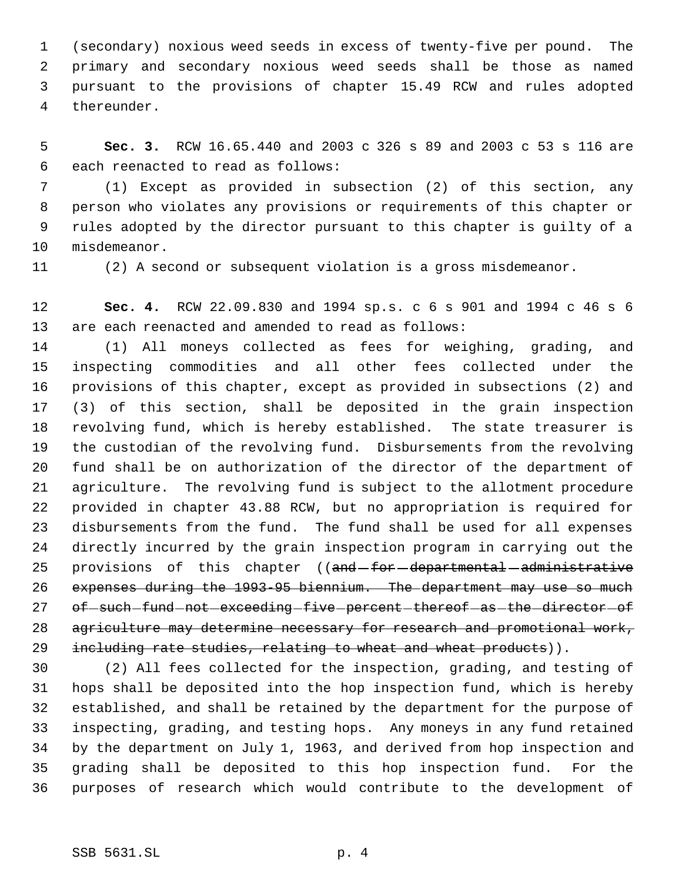(secondary) noxious weed seeds in excess of twenty-five per pound. The primary and secondary noxious weed seeds shall be those as named pursuant to the provisions of chapter 15.49 RCW and rules adopted thereunder.

**Sec. 3.** RCW 16.65.440 and 2003 c 326 s 89 and 2003 c 53 s 116 are each reenacted to read as follows:

(1) Except as provided in subsection (2) of this section, any person who violates any provisions or requirements of this chapter or rules adopted by the director pursuant to this chapter is guilty of a misdemeanor.

(2) A second or subsequent violation is a gross misdemeanor.

**Sec. 4.** RCW 22.09.830 and 1994 sp.s. c 6 s 901 and 1994 c 46 s 6 are each reenacted and amended to read as follows:

(1) All moneys collected as fees for weighing, grading, and inspecting commodities and all other fees collected under the provisions of this chapter, except as provided in subsections (2) and (3) of this section, shall be deposited in the grain inspection revolving fund, which is hereby established. The state treasurer is the custodian of the revolving fund. Disbursements from the revolving fund shall be on authorization of the director of the department of agriculture. The revolving fund is subject to the allotment procedure provided in chapter 43.88 RCW, but no appropriation is required for disbursements from the fund. The fund shall be used for all expenses directly incurred by the grain inspection program in carrying out the provisions of this chapter ((~~and for departmental administrative expenses during the 1993-95 biennium. The department may use so much of such fund not exceeding five percent thereof as the director of agriculture may determine necessary for research and promotional work, including rate studies, relating to wheat and wheat products~~)).

(2) All fees collected for the inspection, grading, and testing of hops shall be deposited into the hop inspection fund, which is hereby established, and shall be retained by the department for the purpose of inspecting, grading, and testing hops. Any moneys in any fund retained by the department on July 1, 1963, and derived from hop inspection and grading shall be deposited to this hop inspection fund. For the purposes of research which would contribute to the development of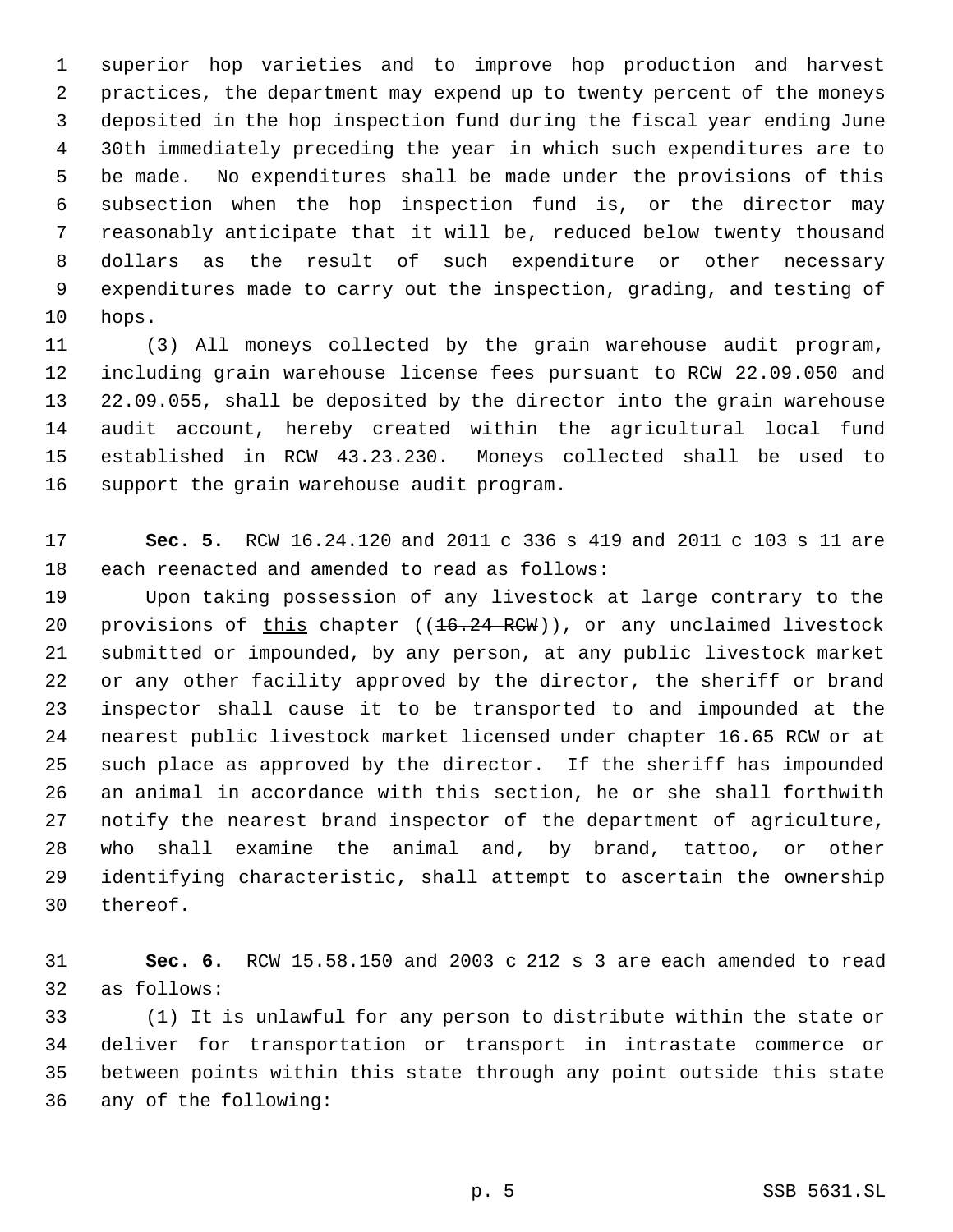superior hop varieties and to improve hop production and harvest practices, the department may expend up to twenty percent of the moneys deposited in the hop inspection fund during the fiscal year ending June 30th immediately preceding the year in which such expenditures are to be made. No expenditures shall be made under the provisions of this subsection when the hop inspection fund is, or the director may reasonably anticipate that it will be, reduced below twenty thousand dollars as the result of such expenditure or other necessary expenditures made to carry out the inspection, grading, and testing of hops.

(3) All moneys collected by the grain warehouse audit program, including grain warehouse license fees pursuant to RCW 22.09.050 and 22.09.055, shall be deposited by the director into the grain warehouse audit account, hereby created within the agricultural local fund established in RCW 43.23.230. Moneys collected shall be used to support the grain warehouse audit program.

**Sec. 5.** RCW 16.24.120 and 2011 c 336 s 419 and 2011 c 103 s 11 are each reenacted and amended to read as follows:

Upon taking possession of any livestock at large contrary to the provisions of <u>this</u> chapter ((~~16.24 RCW~~)), or any unclaimed livestock submitted or impounded, by any person, at any public livestock market or any other facility approved by the director, the sheriff or brand inspector shall cause it to be transported to and impounded at the nearest public livestock market licensed under chapter 16.65 RCW or at such place as approved by the director. If the sheriff has impounded an animal in accordance with this section, he or she shall forthwith notify the nearest brand inspector of the department of agriculture, who shall examine the animal and, by brand, tattoo, or other identifying characteristic, shall attempt to ascertain the ownership thereof.

**Sec. 6.** RCW 15.58.150 and 2003 c 212 s 3 are each amended to read as follows:

(1) It is unlawful for any person to distribute within the state or deliver for transportation or transport in intrastate commerce or between points within this state through any point outside this state any of the following: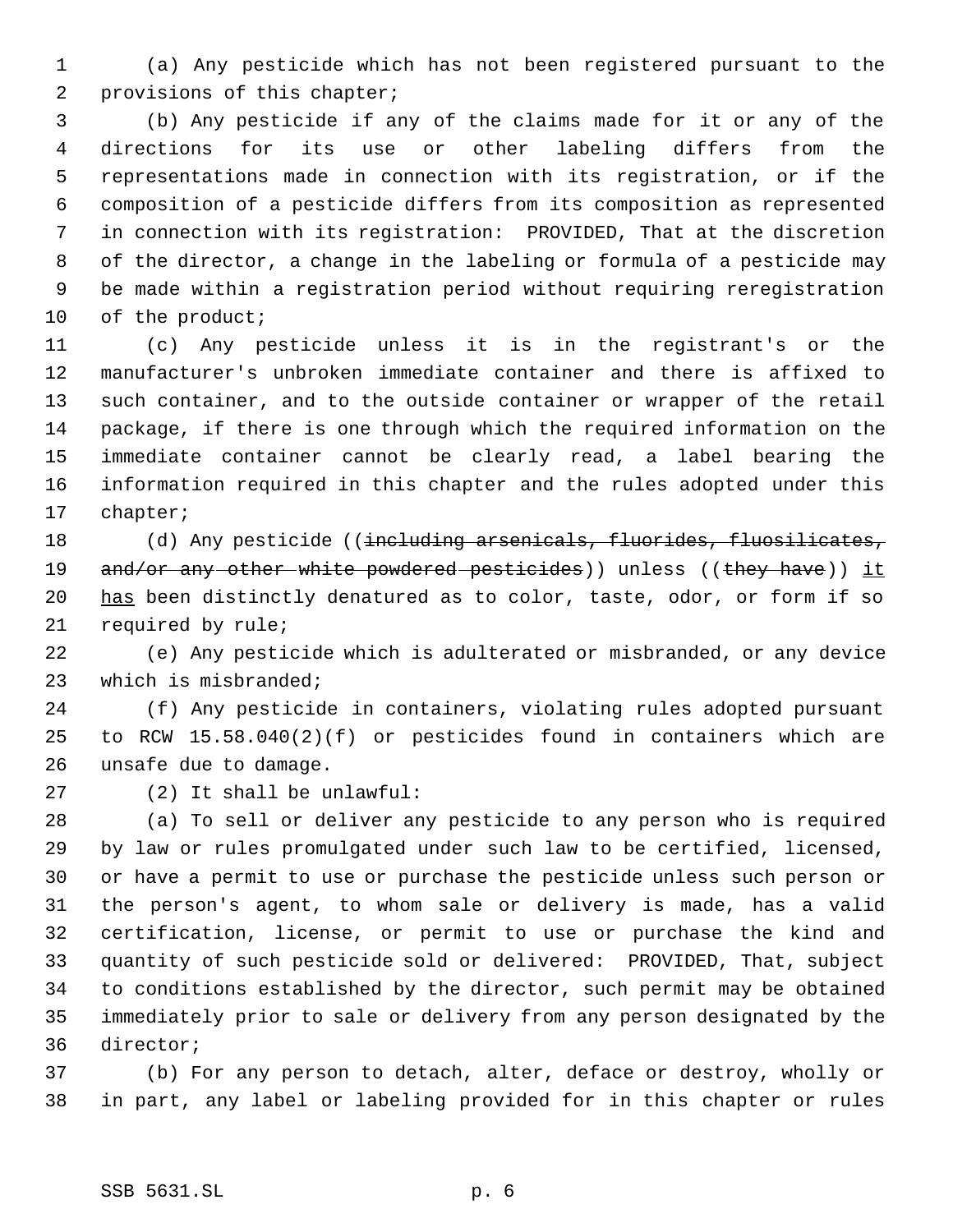(a) Any pesticide which has not been registered pursuant to the provisions of this chapter;

(b) Any pesticide if any of the claims made for it or any of the directions for its use or other labeling differs from the representations made in connection with its registration, or if the composition of a pesticide differs from its composition as represented in connection with its registration: PROVIDED, That at the discretion of the director, a change in the labeling or formula of a pesticide may be made within a registration period without requiring reregistration of the product;

(c) Any pesticide unless it is in the registrant's or the manufacturer's unbroken immediate container and there is affixed to such container, and to the outside container or wrapper of the retail package, if there is one through which the required information on the immediate container cannot be clearly read, a label bearing the information required in this chapter and the rules adopted under this chapter;

(d) Any pesticide ((~~including arsenicals, fluorides, fluosilicates, and/or any other white powdered pesticides~~)) unless ((~~they have~~)) <u>it has</u> been distinctly denatured as to color, taste, odor, or form if so required by rule;

(e) Any pesticide which is adulterated or misbranded, or any device which is misbranded;

(f) Any pesticide in containers, violating rules adopted pursuant to RCW 15.58.040(2)(f) or pesticides found in containers which are unsafe due to damage.

(2) It shall be unlawful:

(a) To sell or deliver any pesticide to any person who is required by law or rules promulgated under such law to be certified, licensed, or have a permit to use or purchase the pesticide unless such person or the person's agent, to whom sale or delivery is made, has a valid certification, license, or permit to use or purchase the kind and quantity of such pesticide sold or delivered: PROVIDED, That, subject to conditions established by the director, such permit may be obtained immediately prior to sale or delivery from any person designated by the director;

(b) For any person to detach, alter, deface or destroy, wholly or in part, any label or labeling provided for in this chapter or rules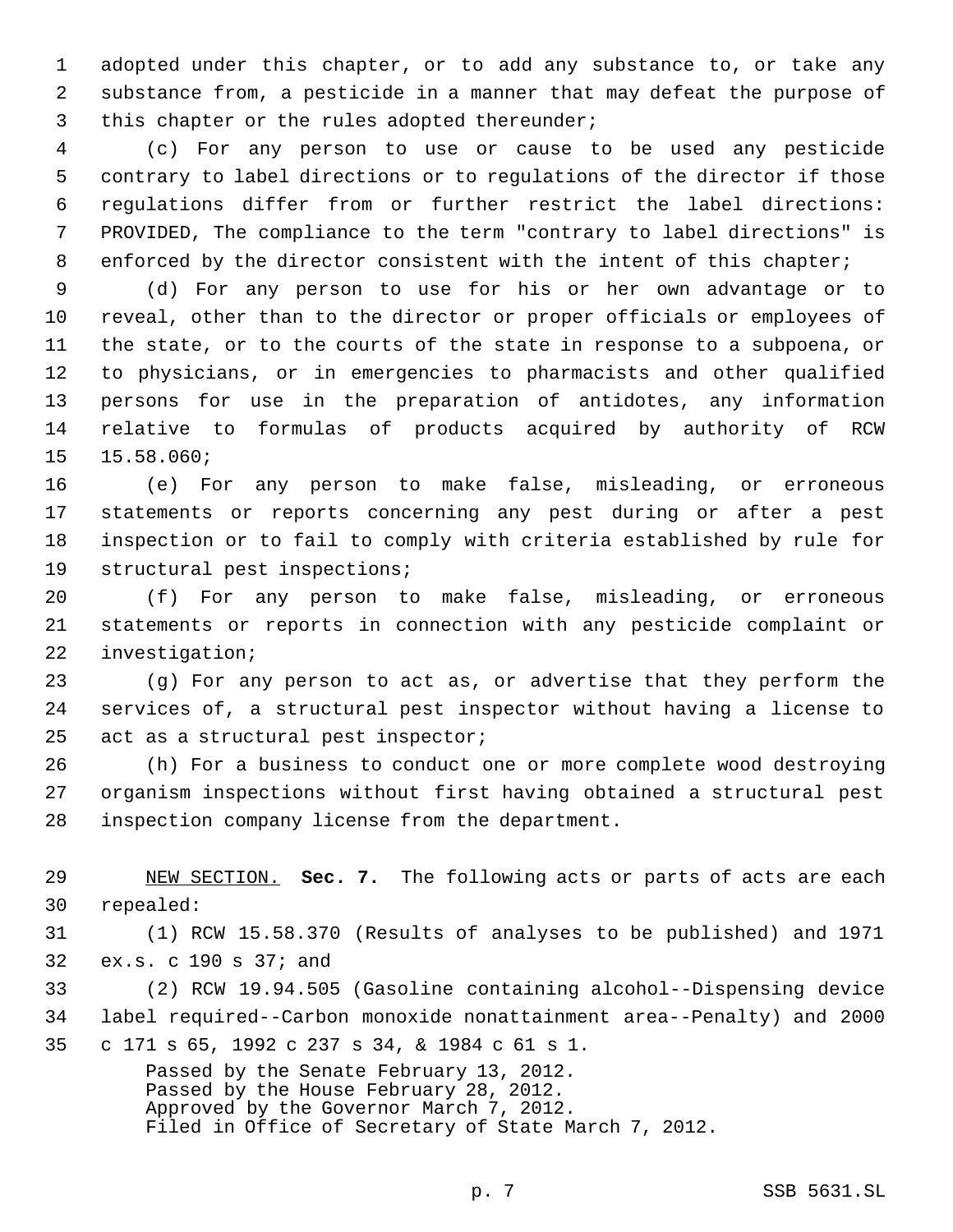adopted under this chapter, or to add any substance to, or take any substance from, a pesticide in a manner that may defeat the purpose of this chapter or the rules adopted thereunder;

(c) For any person to use or cause to be used any pesticide contrary to label directions or to regulations of the director if those regulations differ from or further restrict the label directions: PROVIDED, The compliance to the term "contrary to label directions" is enforced by the director consistent with the intent of this chapter;

(d) For any person to use for his or her own advantage or to reveal, other than to the director or proper officials or employees of the state, or to the courts of the state in response to a subpoena, or to physicians, or in emergencies to pharmacists and other qualified persons for use in the preparation of antidotes, any information relative to formulas of products acquired by authority of RCW 15.58.060;

(e) For any person to make false, misleading, or erroneous statements or reports concerning any pest during or after a pest inspection or to fail to comply with criteria established by rule for structural pest inspections;

(f) For any person to make false, misleading, or erroneous statements or reports in connection with any pesticide complaint or investigation;

(g) For any person to act as, or advertise that they perform the services of, a structural pest inspector without having a license to act as a structural pest inspector;

(h) For a business to conduct one or more complete wood destroying organism inspections without first having obtained a structural pest inspection company license from the department.

NEW SECTION. **Sec. 7.** The following acts or parts of acts are each repealed:

(1) RCW 15.58.370 (Results of analyses to be published) and 1971 ex.s. c 190 s 37; and

(2) RCW 19.94.505 (Gasoline containing alcohol--Dispensing device label required--Carbon monoxide nonattainment area--Penalty) and 2000 c 171 s 65, 1992 c 237 s 34, & 1984 c 61 s 1.

Passed by the Senate February 13, 2012.
Passed by the House February 28, 2012.
Approved by the Governor March 7, 2012.
Filed in Office of Secretary of State March 7, 2012.